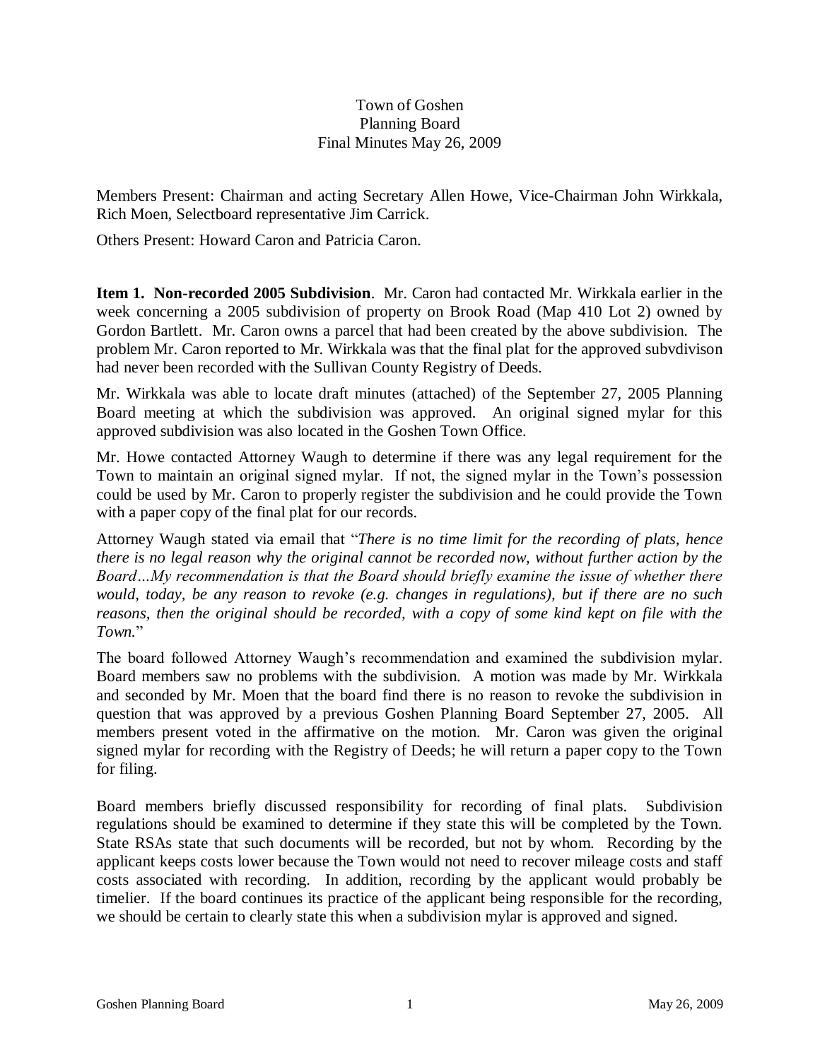Town of Goshen
Planning Board
Final Minutes May 26, 2009

Members Present: Chairman and acting Secretary Allen Howe, Vice-Chairman John Wirkkala, Rich Moen, Selectboard representative Jim Carrick.

Others Present: Howard Caron and Patricia Caron.

**Item 1. Non-recorded 2005 Subdivision**. Mr. Caron had contacted Mr. Wirkkala earlier in the week concerning a 2005 subdivision of property on Brook Road (Map 410 Lot 2) owned by Gordon Bartlett. Mr. Caron owns a parcel that had been created by the above subdivision. The problem Mr. Caron reported to Mr. Wirkkala was that the final plat for the approved subvdivison had never been recorded with the Sullivan County Registry of Deeds.

Mr. Wirkkala was able to locate draft minutes (attached) of the September 27, 2005 Planning Board meeting at which the subdivision was approved. An original signed mylar for this approved subdivision was also located in the Goshen Town Office.

Mr. Howe contacted Attorney Waugh to determine if there was any legal requirement for the Town to maintain an original signed mylar. If not, the signed mylar in the Town's possession could be used by Mr. Caron to properly register the subdivision and he could provide the Town with a paper copy of the final plat for our records.

Attorney Waugh stated via email that "*There is no time limit for the recording of plats, hence there is no legal reason why the original cannot be recorded now, without further action by the Board…My recommendation is that the Board should briefly examine the issue of whether there would, today, be any reason to revoke (e.g. changes in regulations), but if there are no such reasons, then the original should be recorded, with a copy of some kind kept on file with the Town.*"

The board followed Attorney Waugh's recommendation and examined the subdivision mylar. Board members saw no problems with the subdivision. A motion was made by Mr. Wirkkala and seconded by Mr. Moen that the board find there is no reason to revoke the subdivision in question that was approved by a previous Goshen Planning Board September 27, 2005. All members present voted in the affirmative on the motion. Mr. Caron was given the original signed mylar for recording with the Registry of Deeds; he will return a paper copy to the Town for filing.

Board members briefly discussed responsibility for recording of final plats. Subdivision regulations should be examined to determine if they state this will be completed by the Town. State RSAs state that such documents will be recorded, but not by whom. Recording by the applicant keeps costs lower because the Town would not need to recover mileage costs and staff costs associated with recording. In addition, recording by the applicant would probably be timelier. If the board continues its practice of the applicant being responsible for the recording, we should be certain to clearly state this when a subdivision mylar is approved and signed.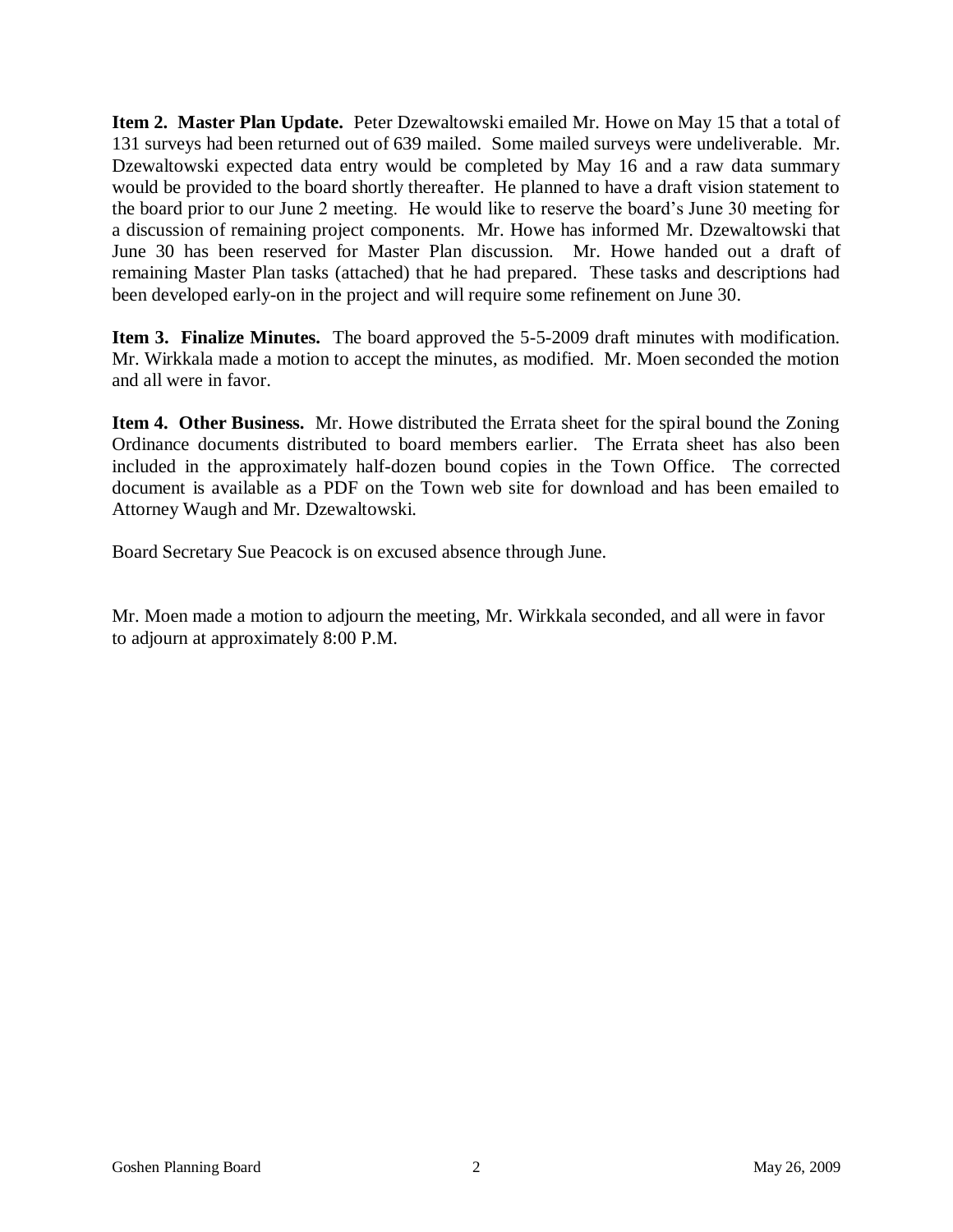**Item 2. Master Plan Update.** Peter Dzewaltowski emailed Mr. Howe on May 15 that a total of 131 surveys had been returned out of 639 mailed. Some mailed surveys were undeliverable. Mr. Dzewaltowski expected data entry would be completed by May 16 and a raw data summary would be provided to the board shortly thereafter. He planned to have a draft vision statement to the board prior to our June 2 meeting. He would like to reserve the board's June 30 meeting for a discussion of remaining project components. Mr. Howe has informed Mr. Dzewaltowski that June 30 has been reserved for Master Plan discussion. Mr. Howe handed out a draft of remaining Master Plan tasks (attached) that he had prepared. These tasks and descriptions had been developed early-on in the project and will require some refinement on June 30.

**Item 3. Finalize Minutes.** The board approved the 5-5-2009 draft minutes with modification. Mr. Wirkkala made a motion to accept the minutes, as modified. Mr. Moen seconded the motion and all were in favor.

**Item 4. Other Business.** Mr. Howe distributed the Errata sheet for the spiral bound the Zoning Ordinance documents distributed to board members earlier. The Errata sheet has also been included in the approximately half-dozen bound copies in the Town Office. The corrected document is available as a PDF on the Town web site for download and has been emailed to Attorney Waugh and Mr. Dzewaltowski.

Board Secretary Sue Peacock is on excused absence through June.

Mr. Moen made a motion to adjourn the meeting, Mr. Wirkkala seconded, and all were in favor to adjourn at approximately 8:00 P.M.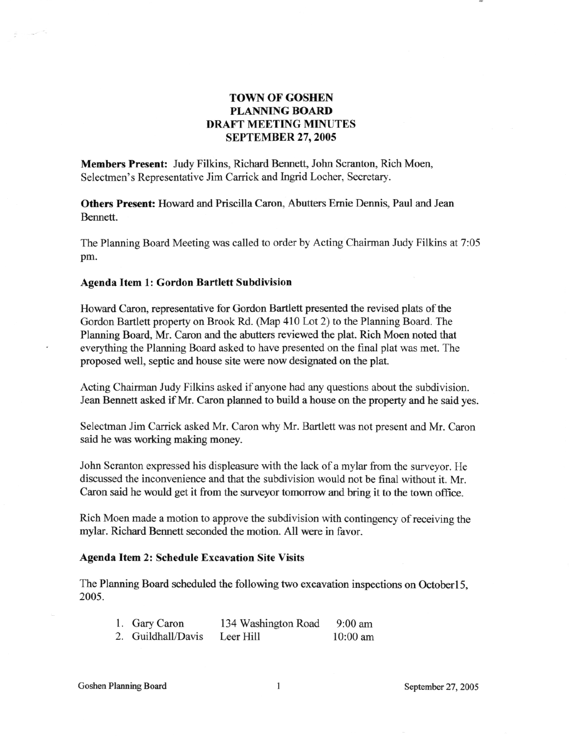# TOWN OF GOSHEN
# PLANNING BOARD
# DRAFT MEETING MINUTES
# SEPTEMBER 27, 2005

**Members Present:** Judy Filkins, Richard Bennett, John Scranton, Rich Moen, Selectmen's Representative Jim Carrick and Ingrid Locher, Secretary.

**Others Present:** Howard and Priscilla Caron, Abutters Ernie Dennis, Paul and Jean Bennett.

The Planning Board Meeting was called to order by Acting Chairman Judy Filkins at 7:05 pm.

**Agenda Item 1: Gordon Bartlett Subdivision**

Howard Caron, representative for Gordon Bartlett presented the revised plats of the Gordon Bartlett property on Brook Rd. (Map 410 Lot 2) to the Planning Board. The Planning Board, Mr. Caron and the abutters reviewed the plat. Rich Moen noted that everything the Planning Board asked to have presented on the final plat was met. The proposed well, septic and house site were now designated on the plat.

Acting Chairman Judy Filkins asked if anyone had any questions about the subdivision. Jean Bennett asked if Mr. Caron planned to build a house on the property and he said yes.

Selectman Jim Carrick asked Mr. Caron why Mr. Bartlett was not present and Mr. Caron said he was working making money.

John Scranton expressed his displeasure with the lack of a mylar from the surveyor. He discussed the inconvenience and that the subdivision would not be final without it. Mr. Caron said he would get it from the surveyor tomorrow and bring it to the town office.

Rich Moen made a motion to approve the subdivision with contingency of receiving the mylar. Richard Bennett seconded the motion. All were in favor.

**Agenda Item 2: Schedule Excavation Site Visits**

The Planning Board scheduled the following two excavation inspections on October15, 2005.

1. Gary Caron — 134 Washington Road — 9:00 am
2. Guildhall/Davis — Leer Hill — 10:00 am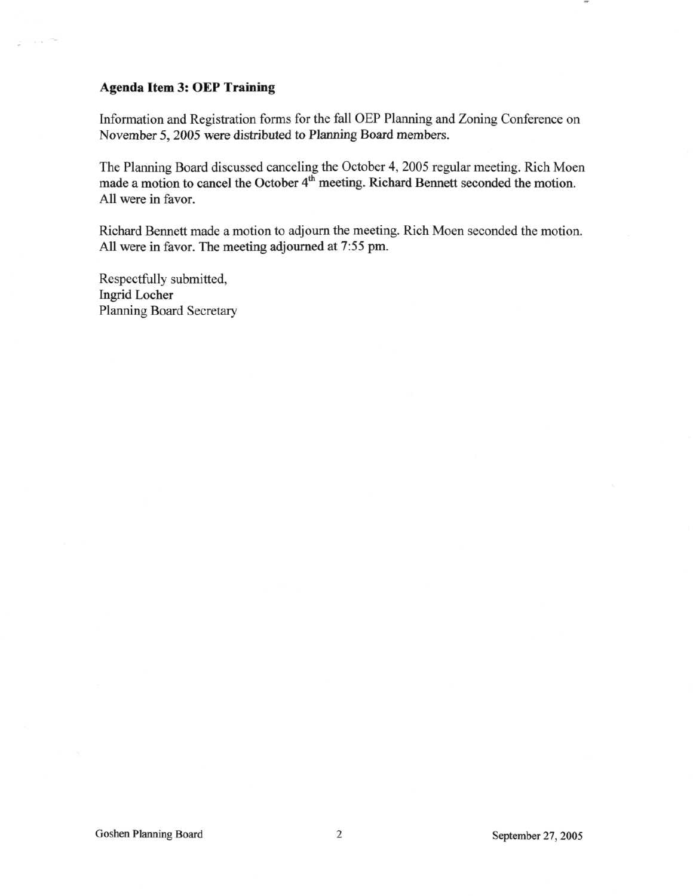**Agenda Item 3: OEP Training**

Information and Registration forms for the fall OEP Planning and Zoning Conference on November 5, 2005 were distributed to Planning Board members.

The Planning Board discussed canceling the October 4, 2005 regular meeting. Rich Moen made a motion to cancel the October 4th meeting. Richard Bennett seconded the motion. All were in favor.

Richard Bennett made a motion to adjourn the meeting. Rich Moen seconded the motion. All were in favor. The meeting adjourned at 7:55 pm.

Respectfully submitted,
Ingrid Locher
Planning Board Secretary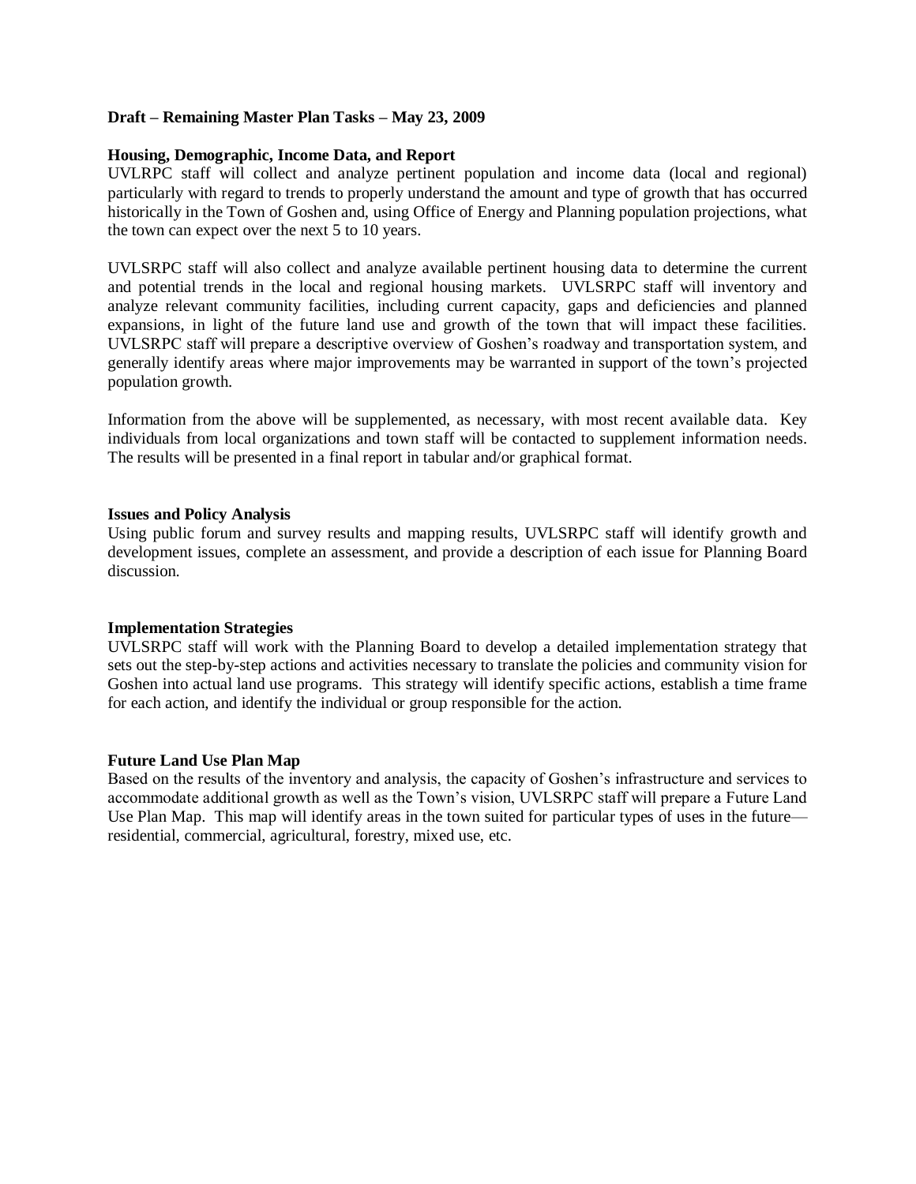**Draft – Remaining Master Plan Tasks – May 23, 2009**

**Housing, Demographic, Income Data, and Report**

UVLRPC staff will collect and analyze pertinent population and income data (local and regional) particularly with regard to trends to properly understand the amount and type of growth that has occurred historically in the Town of Goshen and, using Office of Energy and Planning population projections, what the town can expect over the next 5 to 10 years.

UVLSRPC staff will also collect and analyze available pertinent housing data to determine the current and potential trends in the local and regional housing markets. UVLSRPC staff will inventory and analyze relevant community facilities, including current capacity, gaps and deficiencies and planned expansions, in light of the future land use and growth of the town that will impact these facilities. UVLSRPC staff will prepare a descriptive overview of Goshen's roadway and transportation system, and generally identify areas where major improvements may be warranted in support of the town's projected population growth.

Information from the above will be supplemented, as necessary, with most recent available data. Key individuals from local organizations and town staff will be contacted to supplement information needs. The results will be presented in a final report in tabular and/or graphical format.

**Issues and Policy Analysis**

Using public forum and survey results and mapping results, UVLSRPC staff will identify growth and development issues, complete an assessment, and provide a description of each issue for Planning Board discussion.

**Implementation Strategies**

UVLSRPC staff will work with the Planning Board to develop a detailed implementation strategy that sets out the step-by-step actions and activities necessary to translate the policies and community vision for Goshen into actual land use programs. This strategy will identify specific actions, establish a time frame for each action, and identify the individual or group responsible for the action.

**Future Land Use Plan Map**

Based on the results of the inventory and analysis, the capacity of Goshen's infrastructure and services to accommodate additional growth as well as the Town's vision, UVLSRPC staff will prepare a Future Land Use Plan Map. This map will identify areas in the town suited for particular types of uses in the future—residential, commercial, agricultural, forestry, mixed use, etc.